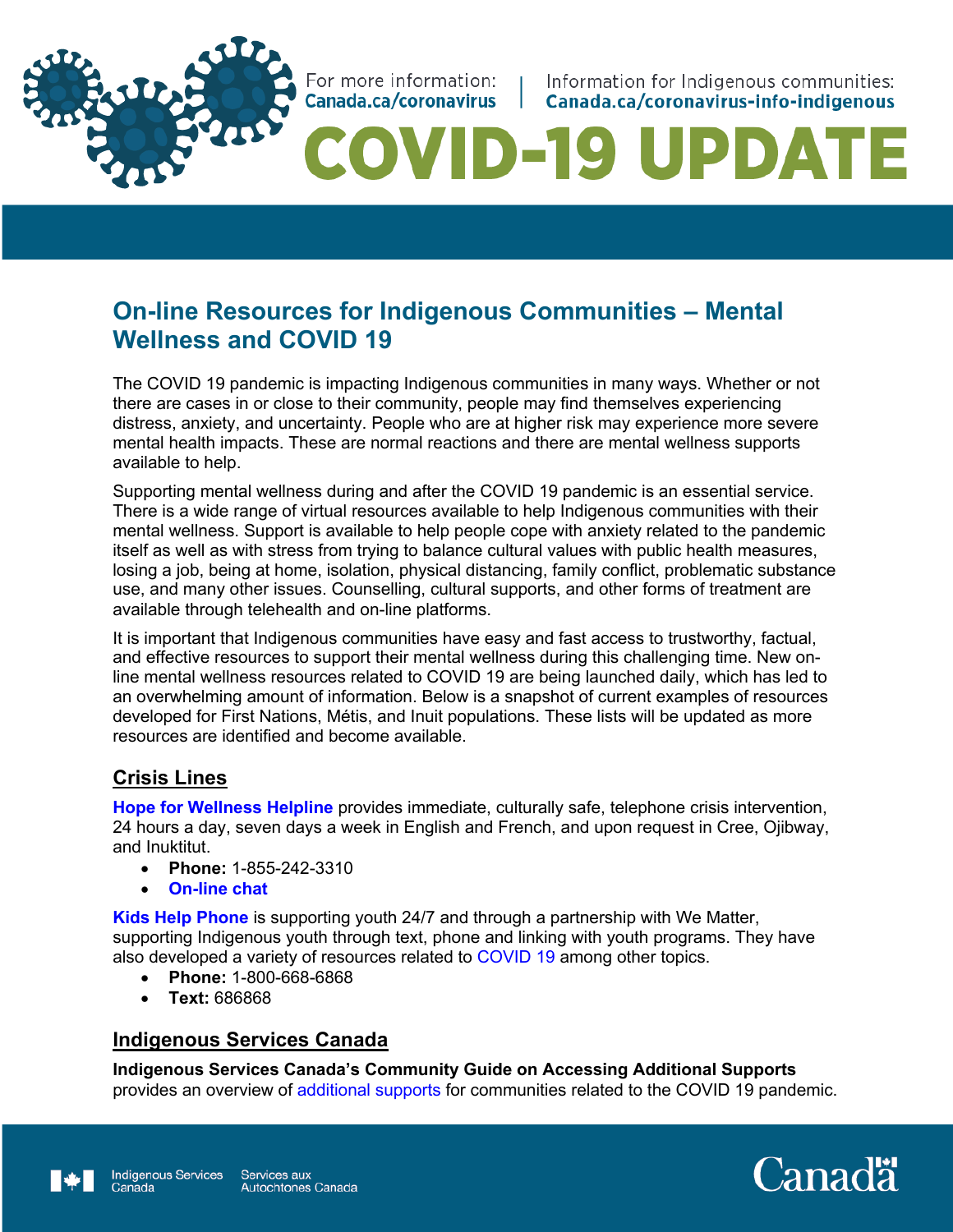For more information: Canada.ca/coronavirus | Information for Indigenous communities: Canada.ca/coronavirus-info-indigenous

# COVID-19 UPDATE

## On-line Resources for Indigenous Communities – Mental Wellness and COVID 19

The COVID 19 pandemic is impacting Indigenous communities in many ways. Whether or not there are cases in or close to their community, people may find themselves experiencing distress, anxiety, and uncertainty. People who are at higher risk may experience more severe mental health impacts. These are normal reactions and there are mental wellness supports available to help.

Supporting mental wellness during and after the COVID 19 pandemic is an essential service. There is a wide range of virtual resources available to help Indigenous communities with their mental wellness. Support is available to help people cope with anxiety related to the pandemic itself as well as with stress from trying to balance cultural values with public health measures, losing a job, being at home, isolation, physical distancing, family conflict, problematic substance use, and many other issues. Counselling, cultural supports, and other forms of treatment are available through telehealth and on-line platforms.

It is important that Indigenous communities have easy and fast access to trustworthy, factual, and effective resources to support their mental wellness during this challenging time. New on-line mental wellness resources related to COVID 19 are being launched daily, which has led to an overwhelming amount of information. Below is a snapshot of current examples of resources developed for First Nations, Métis, and Inuit populations. These lists will be updated as more resources are identified and become available.

### Crisis Lines

**Hope for Wellness Helpline** provides immediate, culturally safe, telephone crisis intervention, 24 hours a day, seven days a week in English and French, and upon request in Cree, Ojibway, and Inuktitut.

- **Phone:** 1-855-242-3310
- **On-line chat**

**Kids Help Phone** is supporting youth 24/7 and through a partnership with We Matter, supporting Indigenous youth through text, phone and linking with youth programs. They have also developed a variety of resources related to COVID 19 among other topics.

- **Phone:** 1-800-668-6868
- **Text:** 686868

### Indigenous Services Canada

**Indigenous Services Canada's Community Guide on Accessing Additional Supports** provides an overview of additional supports for communities related to the COVID 19 pandemic.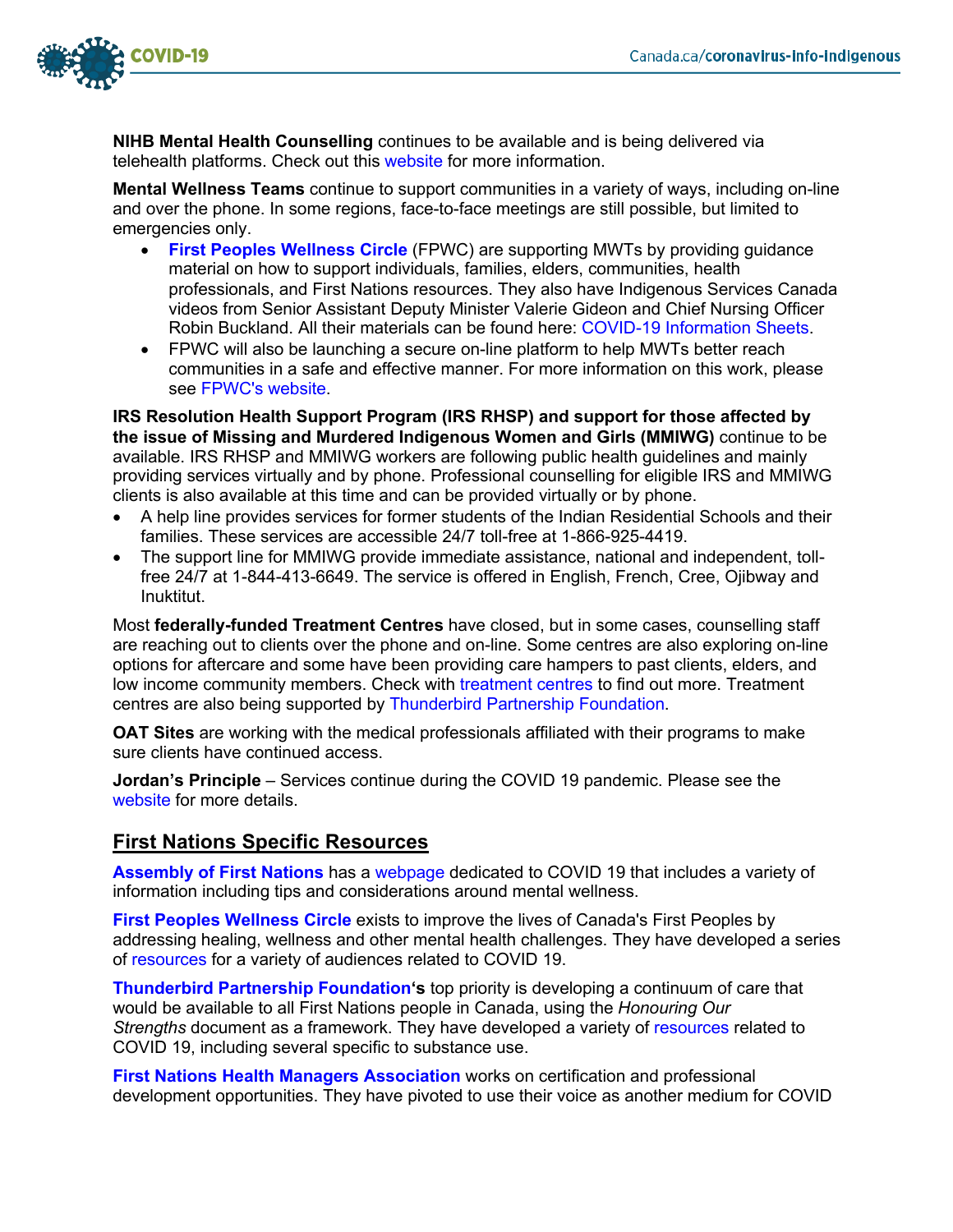**NIHB Mental Health Counselling** continues to be available and is being delivered via telehealth platforms. Check out this website for more information.

**Mental Wellness Teams** continue to support communities in a variety of ways, including on-line and over the phone. In some regions, face-to-face meetings are still possible, but limited to emergencies only.

- **First Peoples Wellness Circle** (FPWC) are supporting MWTs by providing guidance material on how to support individuals, families, elders, communities, health professionals, and First Nations resources. They also have Indigenous Services Canada videos from Senior Assistant Deputy Minister Valerie Gideon and Chief Nursing Officer Robin Buckland. All their materials can be found here: COVID-19 Information Sheets.
- FPWC will also be launching a secure on-line platform to help MWTs better reach communities in a safe and effective manner. For more information on this work, please see FPWC's website.

**IRS Resolution Health Support Program (IRS RHSP) and support for those affected by the issue of Missing and Murdered Indigenous Women and Girls (MMIWG)** continue to be available. IRS RHSP and MMIWG workers are following public health guidelines and mainly providing services virtually and by phone. Professional counselling for eligible IRS and MMIWG clients is also available at this time and can be provided virtually or by phone.

- A help line provides services for former students of the Indian Residential Schools and their families. These services are accessible 24/7 toll-free at 1-866-925-4419.
- The support line for MMIWG provide immediate assistance, national and independent, toll-free 24/7 at 1-844-413-6649. The service is offered in English, French, Cree, Ojibway and Inuktitut.

Most **federally-funded Treatment Centres** have closed, but in some cases, counselling staff are reaching out to clients over the phone and on-line. Some centres are also exploring on-line options for aftercare and some have been providing care hampers to past clients, elders, and low income community members. Check with treatment centres to find out more. Treatment centres are also being supported by Thunderbird Partnership Foundation.

**OAT Sites** are working with the medical professionals affiliated with their programs to make sure clients have continued access.

**Jordan's Principle** – Services continue during the COVID 19 pandemic. Please see the website for more details.

## First Nations Specific Resources

**Assembly of First Nations** has a webpage dedicated to COVID 19 that includes a variety of information including tips and considerations around mental wellness.

**First Peoples Wellness Circle** exists to improve the lives of Canada's First Peoples by addressing healing, wellness and other mental health challenges. They have developed a series of resources for a variety of audiences related to COVID 19.

**Thunderbird Partnership Foundation's** top priority is developing a continuum of care that would be available to all First Nations people in Canada, using the *Honouring Our Strengths* document as a framework. They have developed a variety of resources related to COVID 19, including several specific to substance use.

**First Nations Health Managers Association** works on certification and professional development opportunities. They have pivoted to use their voice as another medium for COVID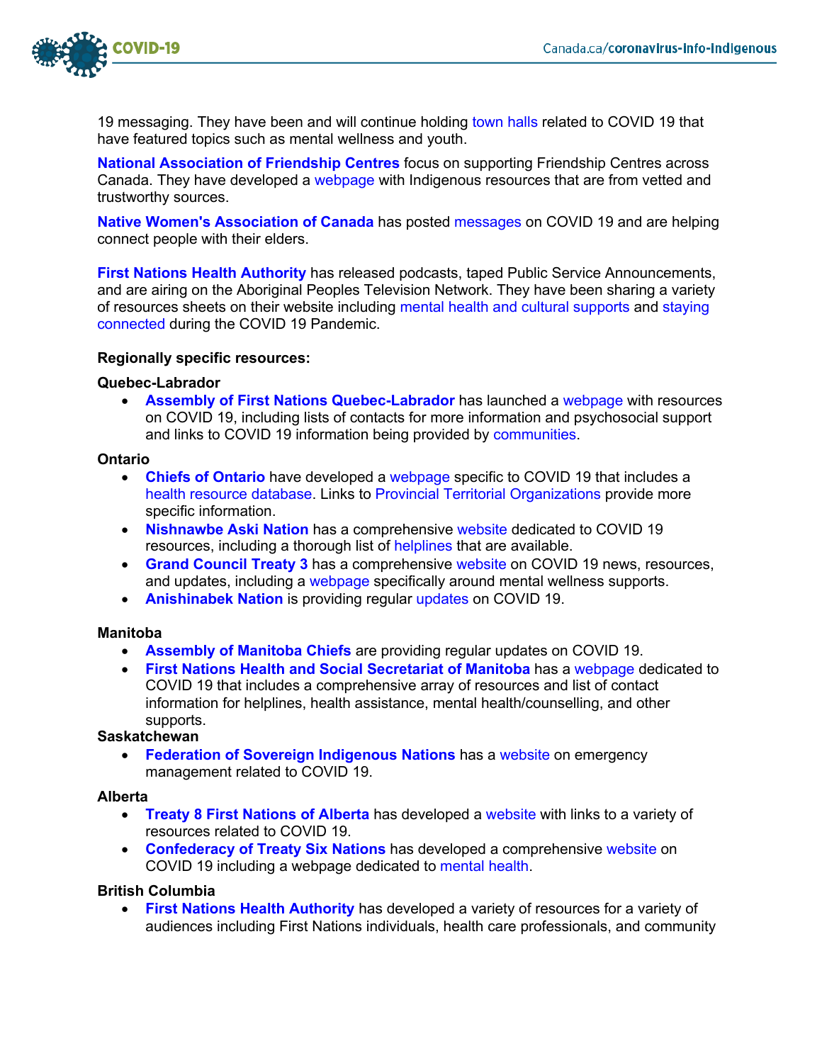19 messaging. They have been and will continue holding town halls related to COVID 19 that have featured topics such as mental wellness and youth.

**National Association of Friendship Centres** focus on supporting Friendship Centres across Canada. They have developed a webpage with Indigenous resources that are from vetted and trustworthy sources.

**Native Women's Association of Canada** has posted messages on COVID 19 and are helping connect people with their elders.

**First Nations Health Authority** has released podcasts, taped Public Service Announcements, and are airing on the Aboriginal Peoples Television Network. They have been sharing a variety of resources sheets on their website including mental health and cultural supports and staying connected during the COVID 19 Pandemic.

**Regionally specific resources:**

**Quebec-Labrador**

- **Assembly of First Nations Quebec-Labrador** has launched a webpage with resources on COVID 19, including lists of contacts for more information and psychosocial support and links to COVID 19 information being provided by communities.

**Ontario**

- **Chiefs of Ontario** have developed a webpage specific to COVID 19 that includes a health resource database. Links to Provincial Territorial Organizations provide more specific information.
- **Nishnawbe Aski Nation** has a comprehensive website dedicated to COVID 19 resources, including a thorough list of helplines that are available.
- **Grand Council Treaty 3** has a comprehensive website on COVID 19 news, resources, and updates, including a webpage specifically around mental wellness supports.
- **Anishinabek Nation** is providing regular updates on COVID 19.

**Manitoba**

- **Assembly of Manitoba Chiefs** are providing regular updates on COVID 19.
- **First Nations Health and Social Secretariat of Manitoba** has a webpage dedicated to COVID 19 that includes a comprehensive array of resources and list of contact information for helplines, health assistance, mental health/counselling, and other supports.

**Saskatchewan**

- **Federation of Sovereign Indigenous Nations** has a website on emergency management related to COVID 19.

**Alberta**

- **Treaty 8 First Nations of Alberta** has developed a website with links to a variety of resources related to COVID 19.
- **Confederacy of Treaty Six Nations** has developed a comprehensive website on COVID 19 including a webpage dedicated to mental health.

**British Columbia**

- **First Nations Health Authority** has developed a variety of resources for a variety of audiences including First Nations individuals, health care professionals, and community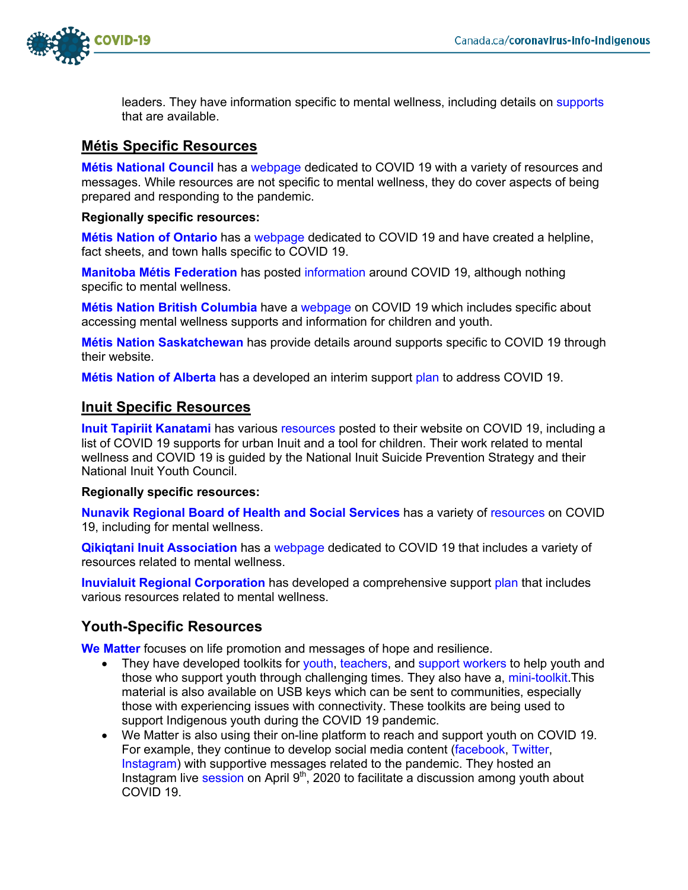leaders. They have information specific to mental wellness, including details on supports that are available.

## Métis Specific Resources

**Métis National Council** has a webpage dedicated to COVID 19 with a variety of resources and messages. While resources are not specific to mental wellness, they do cover aspects of being prepared and responding to the pandemic.

**Regionally specific resources:**

**Métis Nation of Ontario** has a webpage dedicated to COVID 19 and have created a helpline, fact sheets, and town halls specific to COVID 19.

**Manitoba Métis Federation** has posted information around COVID 19, although nothing specific to mental wellness.

**Métis Nation British Columbia** have a webpage on COVID 19 which includes specific about accessing mental wellness supports and information for children and youth.

**Métis Nation Saskatchewan** has provide details around supports specific to COVID 19 through their website.

**Métis Nation of Alberta** has a developed an interim support plan to address COVID 19.

## Inuit Specific Resources

**Inuit Tapiriit Kanatami** has various resources posted to their website on COVID 19, including a list of COVID 19 supports for urban Inuit and a tool for children. Their work related to mental wellness and COVID 19 is guided by the National Inuit Suicide Prevention Strategy and their National Inuit Youth Council.

**Regionally specific resources:**

**Nunavik Regional Board of Health and Social Services** has a variety of resources on COVID 19, including for mental wellness.

**Qikiqtani Inuit Association** has a webpage dedicated to COVID 19 that includes a variety of resources related to mental wellness.

**Inuvialuit Regional Corporation** has developed a comprehensive support plan that includes various resources related to mental wellness.

## Youth-Specific Resources

**We Matter** focuses on life promotion and messages of hope and resilience.

- They have developed toolkits for youth, teachers, and support workers to help youth and those who support youth through challenging times. They also have a, mini-toolkit.This material is also available on USB keys which can be sent to communities, especially those with experiencing issues with connectivity. These toolkits are being used to support Indigenous youth during the COVID 19 pandemic.
- We Matter is also using their on-line platform to reach and support youth on COVID 19. For example, they continue to develop social media content (facebook, Twitter, Instagram) with supportive messages related to the pandemic. They hosted an Instagram live session on April 9th, 2020 to facilitate a discussion among youth about COVID 19.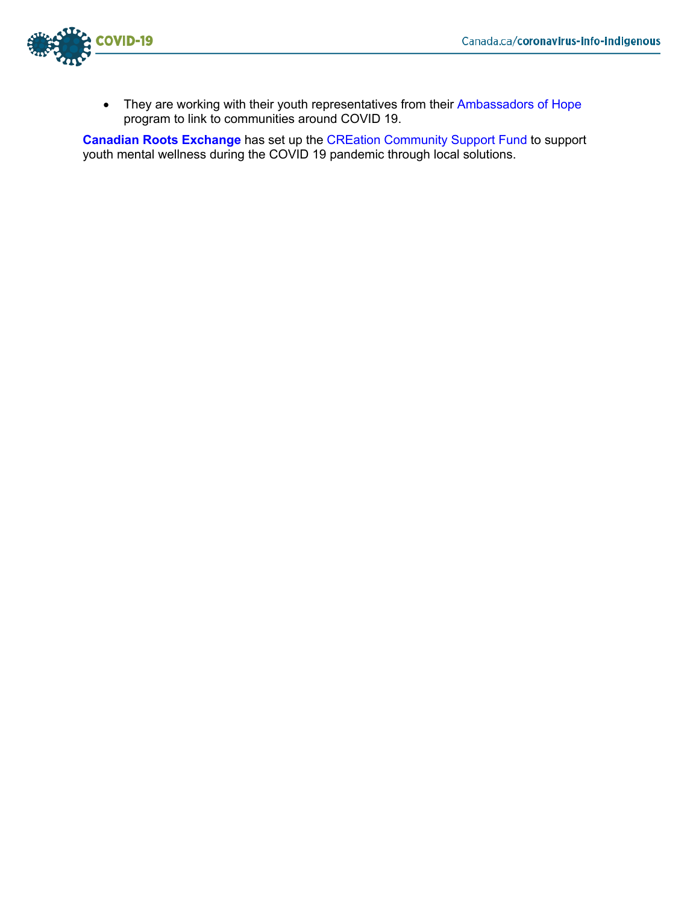- They are working with their youth representatives from their Ambassadors of Hope program to link to communities around COVID 19.

**Canadian Roots Exchange** has set up the CREation Community Support Fund to support youth mental wellness during the COVID 19 pandemic through local solutions.